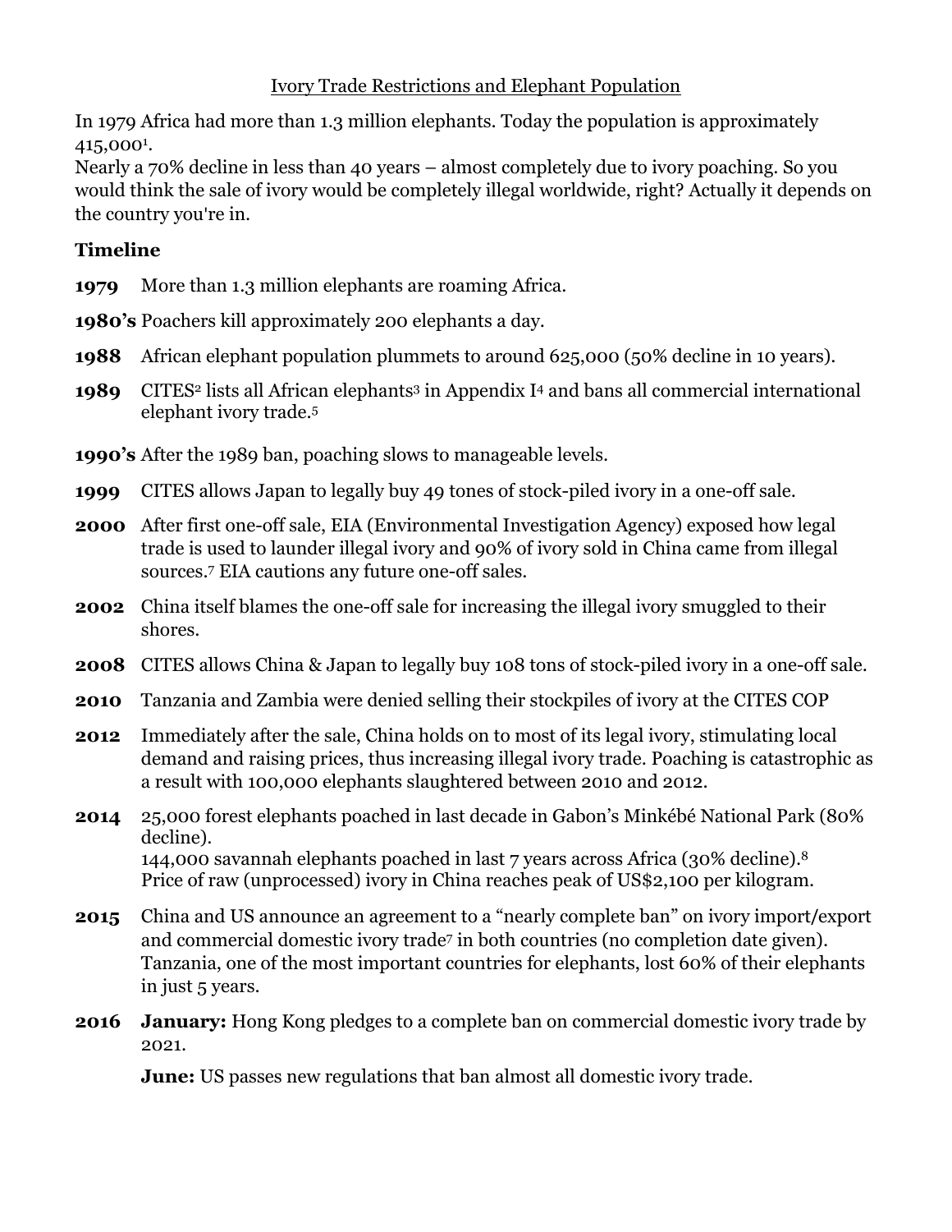Ivory Trade Restrictions and Elephant Population

In 1979 Africa had more than 1.3 million elephants. Today the population is approximately 415,000[1].
Nearly a 70% decline in less than 40 years – almost completely due to ivory poaching. So you would think the sale of ivory would be completely illegal worldwide, right? Actually it depends on the country you're in.

## Timeline

**1979** More than 1.3 million elephants are roaming Africa.

**1980's** Poachers kill approximately 200 elephants a day.

**1988** African elephant population plummets to around 625,000 (50% decline in 10 years).

**1989** CITES[2] lists all African elephants[3] in Appendix I[4] and bans all commercial international elephant ivory trade.[5]

**1990's** After the 1989 ban, poaching slows to manageable levels.

**1999** CITES allows Japan to legally buy 49 tones of stock-piled ivory in a one-off sale.

**2000** After first one-off sale, EIA (Environmental Investigation Agency) exposed how legal trade is used to launder illegal ivory and 90% of ivory sold in China came from illegal sources.[7] EIA cautions any future one-off sales.

**2002** China itself blames the one-off sale for increasing the illegal ivory smuggled to their shores.

**2008** CITES allows China & Japan to legally buy 108 tons of stock-piled ivory in a one-off sale.

**2010** Tanzania and Zambia were denied selling their stockpiles of ivory at the CITES COP

**2012** Immediately after the sale, China holds on to most of its legal ivory, stimulating local demand and raising prices, thus increasing illegal ivory trade. Poaching is catastrophic as a result with 100,000 elephants slaughtered between 2010 and 2012.

**2014** 25,000 forest elephants poached in last decade in Gabon's Minkébé National Park (80% decline).
144,000 savannah elephants poached in last 7 years across Africa (30% decline).[8]
Price of raw (unprocessed) ivory in China reaches peak of US$2,100 per kilogram.

**2015** China and US announce an agreement to a "nearly complete ban" on ivory import/export and commercial domestic ivory trade[7] in both countries (no completion date given).
Tanzania, one of the most important countries for elephants, lost 60% of their elephants in just 5 years.

**2016** **January:** Hong Kong pledges to a complete ban on commercial domestic ivory trade by 2021.

**June:** US passes new regulations that ban almost all domestic ivory trade.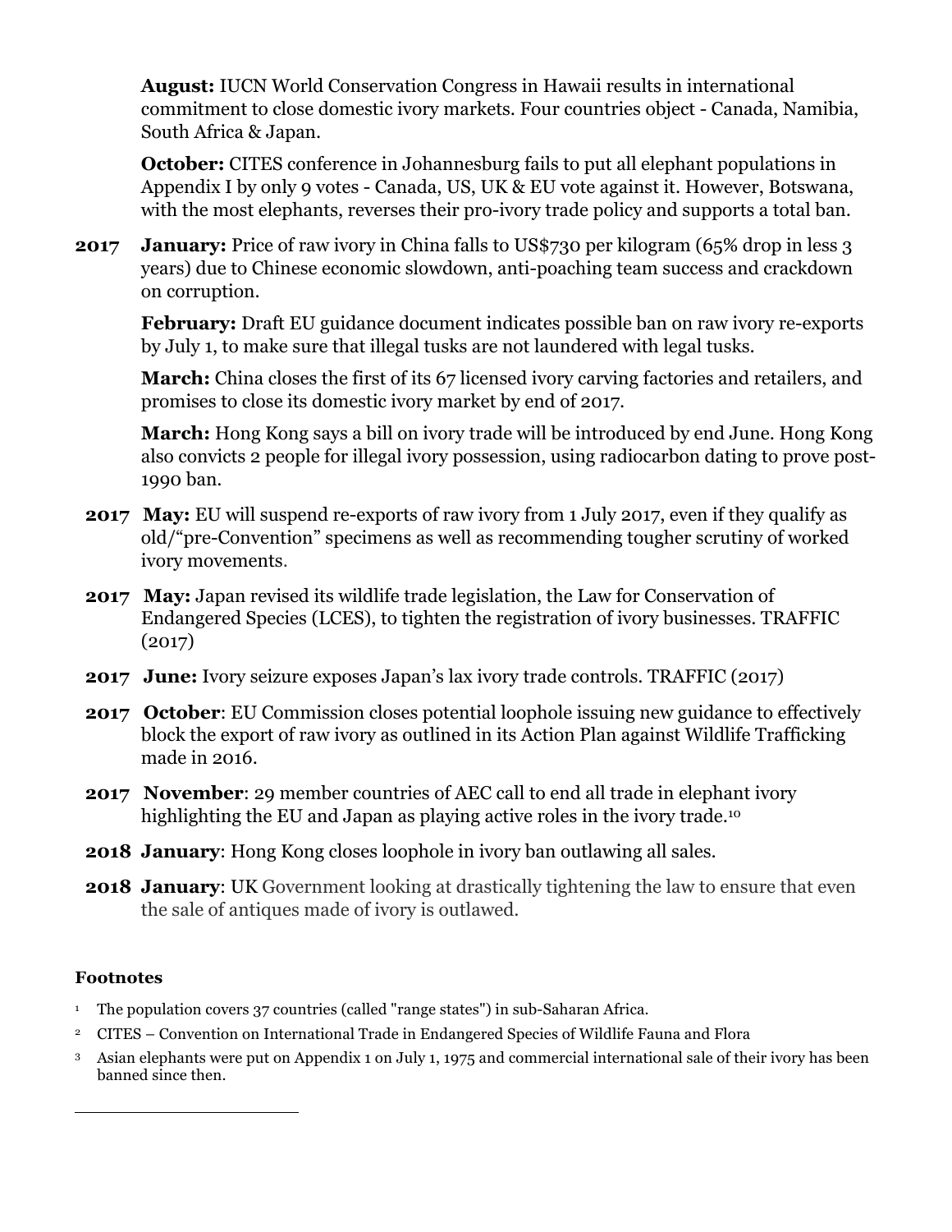**August:** IUCN World Conservation Congress in Hawaii results in international commitment to close domestic ivory markets. Four countries object - Canada, Namibia, South Africa & Japan.

**October:** CITES conference in Johannesburg fails to put all elephant populations in Appendix I by only 9 votes - Canada, US, UK & EU vote against it. However, Botswana, with the most elephants, reverses their pro-ivory trade policy and supports a total ban.

**2017** **January:** Price of raw ivory in China falls to US$730 per kilogram (65% drop in less 3 years) due to Chinese economic slowdown, anti-poaching team success and crackdown on corruption.

**February:** Draft EU guidance document indicates possible ban on raw ivory re-exports by July 1, to make sure that illegal tusks are not laundered with legal tusks.

**March:** China closes the first of its 67 licensed ivory carving factories and retailers, and promises to close its domestic ivory market by end of 2017.

**March:** Hong Kong says a bill on ivory trade will be introduced by end June. Hong Kong also convicts 2 people for illegal ivory possession, using radiocarbon dating to prove post-1990 ban.

**2017** **May:** EU will suspend re-exports of raw ivory from 1 July 2017, even if they qualify as old/"pre-Convention" specimens as well as recommending tougher scrutiny of worked ivory movements.

**2017** **May:** Japan revised its wildlife trade legislation, the Law for Conservation of Endangered Species (LCES), to tighten the registration of ivory businesses. TRAFFIC (2017)

**2017** **June:** Ivory seizure exposes Japan's lax ivory trade controls. TRAFFIC (2017)

**2017** **October**: EU Commission closes potential loophole issuing new guidance to effectively block the export of raw ivory as outlined in its Action Plan against Wildlife Trafficking made in 2016.

**2017** **November**: 29 member countries of AEC call to end all trade in elephant ivory highlighting the EU and Japan as playing active roles in the ivory trade.[10]

**2018** **January**: Hong Kong closes loophole in ivory ban outlawing all sales.

**2018** **January**: UK Government looking at drastically tightening the law to ensure that even the sale of antiques made of ivory is outlawed.

#### Footnotes

[1] The population covers 37 countries (called "range states") in sub-Saharan Africa.

[2] CITES – Convention on International Trade in Endangered Species of Wildlife Fauna and Flora

[3] Asian elephants were put on Appendix 1 on July 1, 1975 and commercial international sale of their ivory has been banned since then.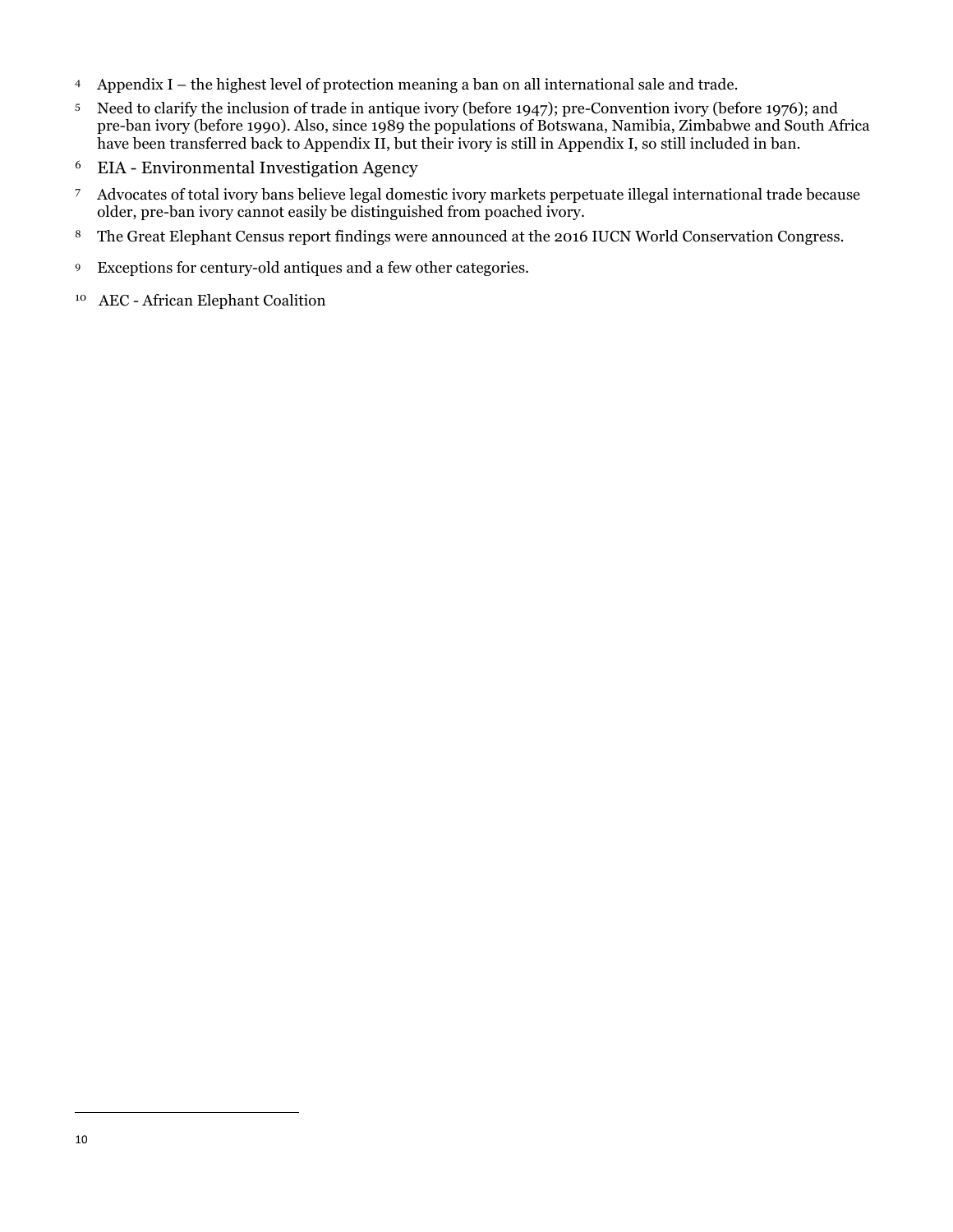[4] Appendix I – the highest level of protection meaning a ban on all international sale and trade.

[5] Need to clarify the inclusion of trade in antique ivory (before 1947); pre-Convention ivory (before 1976); and pre-ban ivory (before 1990). Also, since 1989 the populations of Botswana, Namibia, Zimbabwe and South Africa have been transferred back to Appendix II, but their ivory is still in Appendix I, so still included in ban.

[6] EIA - Environmental Investigation Agency

[7] Advocates of total ivory bans believe legal domestic ivory markets perpetuate illegal international trade because older, pre-ban ivory cannot easily be distinguished from poached ivory.

[8] The Great Elephant Census report findings were announced at the 2016 IUCN World Conservation Congress.

[9] Exceptions for century-old antiques and a few other categories.

[10] AEC - African Elephant Coalition